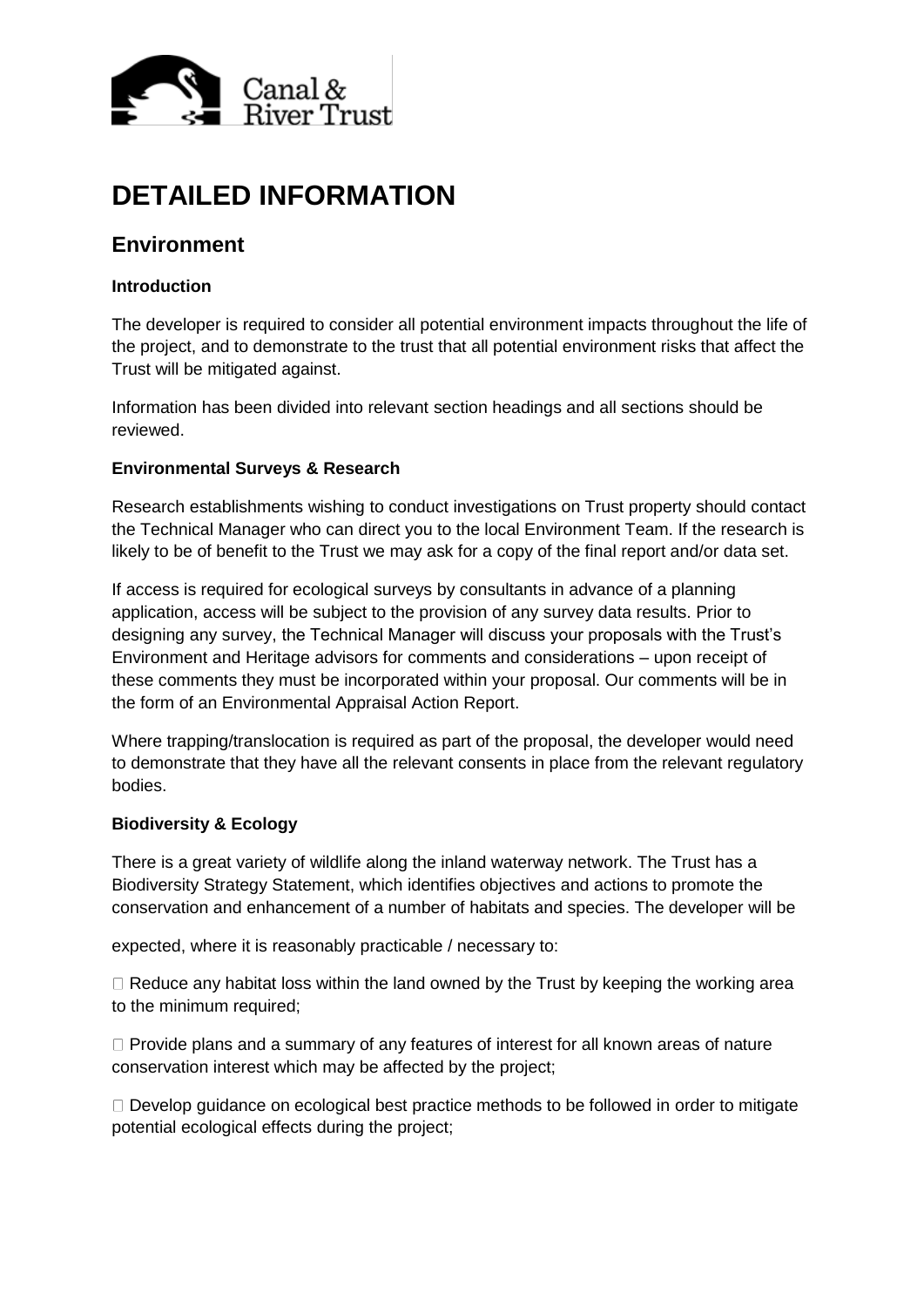# DETAILED INFORMATION

## Environment

### Introduction

The developer is required to consider all potential environment impacts throughout the life of the project, and to demonstrate to the trust that all potential environment risks that affect the Trust will be mitigated against.

Information has been divided into relevant section headings and all sections should be reviewed.

### Environmental Surveys & Research

Research establishments wishing to conduct investigations on Trust property should contact the Technical Manager who can direct you to the local Environment Team. If the research is likely to be of benefit to the Trust we may ask for a copy of the final report and/or data set.

If access is required for ecological surveys by consultants in advance of a planning application, access will be subject to the provision of any survey data results. Prior to designing any survey, the Technical Manager will discuss your proposals with the Trust's Environment and Heritage advisors for comments and considerations – upon receipt of these comments they must be incorporated within your proposal. Our comments will be in the form of an Environmental Appraisal Action Report.

Where trapping/translocation is required as part of the proposal, the developer would need to demonstrate that they have all the relevant consents in place from the relevant regulatory bodies.

### Biodiversity & Ecology

There is a great variety of wildlife along the inland waterway network. The Trust has a Biodiversity Strategy Statement, which identifies objectives and actions to promote the conservation and enhancement of a number of habitats and species. The developer will be expected, where it is reasonably practicable / necessary to:

- Reduce any habitat loss within the land owned by the Trust by keeping the working area to the minimum required;
- Provide plans and a summary of any features of interest for all known areas of nature conservation interest which may be affected by the project;
- Develop guidance on ecological best practice methods to be followed in order to mitigate potential ecological effects during the project;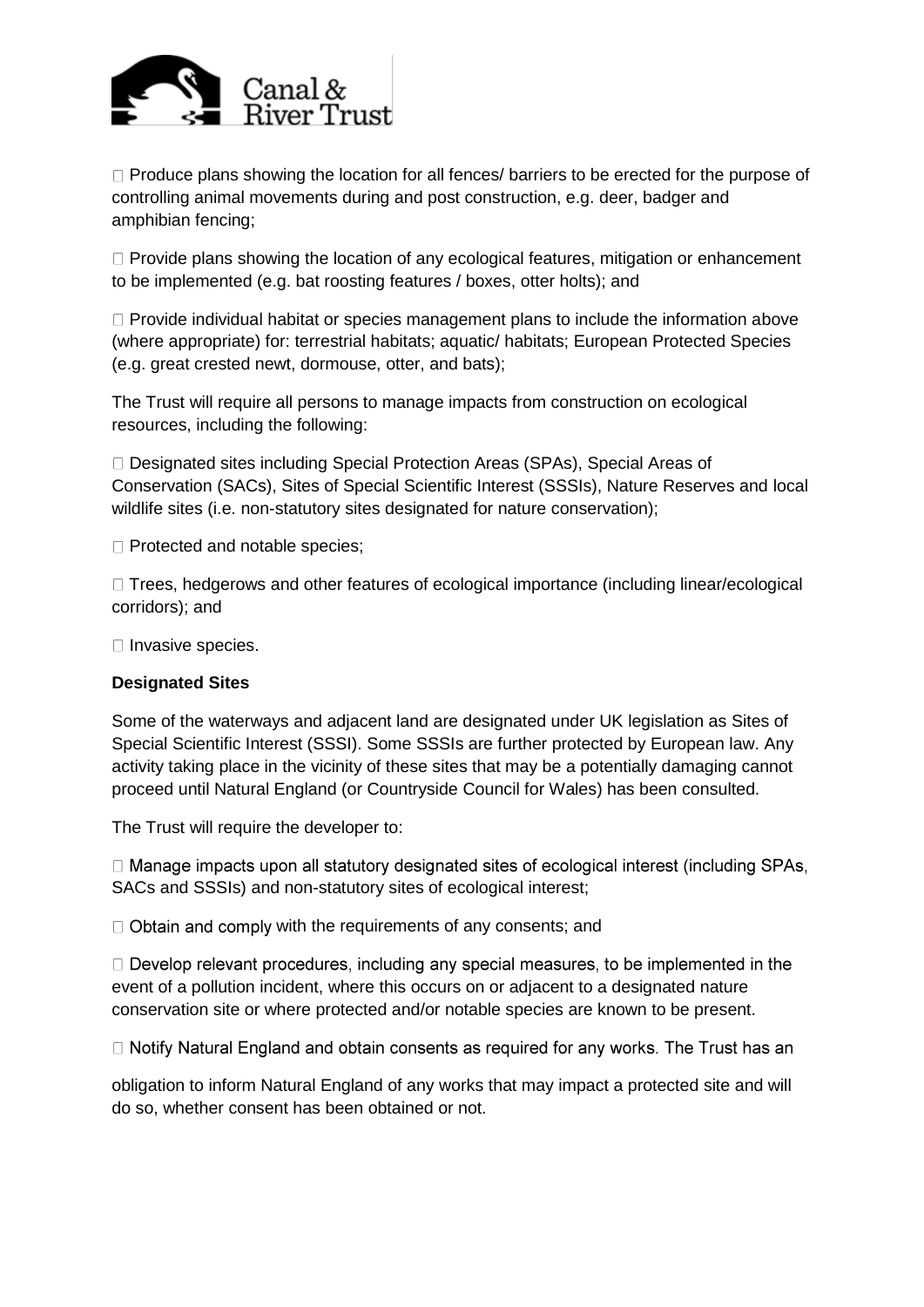- Produce plans showing the location for all fences/ barriers to be erected for the purpose of controlling animal movements during and post construction, e.g. deer, badger and amphibian fencing;

- Provide plans showing the location of any ecological features, mitigation or enhancement to be implemented (e.g. bat roosting features / boxes, otter holts); and

- Provide individual habitat or species management plans to include the information above (where appropriate) for: terrestrial habitats; aquatic/ habitats; European Protected Species (e.g. great crested newt, dormouse, otter, and bats);

The Trust will require all persons to manage impacts from construction on ecological resources, including the following:

- Designated sites including Special Protection Areas (SPAs), Special Areas of Conservation (SACs), Sites of Special Scientific Interest (SSSIs), Nature Reserves and local wildlife sites (i.e. non-statutory sites designated for nature conservation);

- Protected and notable species;

- Trees, hedgerows and other features of ecological importance (including linear/ecological corridors); and

- Invasive species.

**Designated Sites**

Some of the waterways and adjacent land are designated under UK legislation as Sites of Special Scientific Interest (SSSI). Some SSSIs are further protected by European law. Any activity taking place in the vicinity of these sites that may be a potentially damaging cannot proceed until Natural England (or Countryside Council for Wales) has been consulted.

The Trust will require the developer to:

- Manage impacts upon all statutory designated sites of ecological interest (including SPAs, SACs and SSSIs) and non-statutory sites of ecological interest;

- Obtain and comply with the requirements of any consents; and

- Develop relevant procedures, including any special measures, to be implemented in the event of a pollution incident, where this occurs on or adjacent to a designated nature conservation site or where protected and/or notable species are known to be present.

- Notify Natural England and obtain consents as required for any works. The Trust has an obligation to inform Natural England of any works that may impact a protected site and will do so, whether consent has been obtained or not.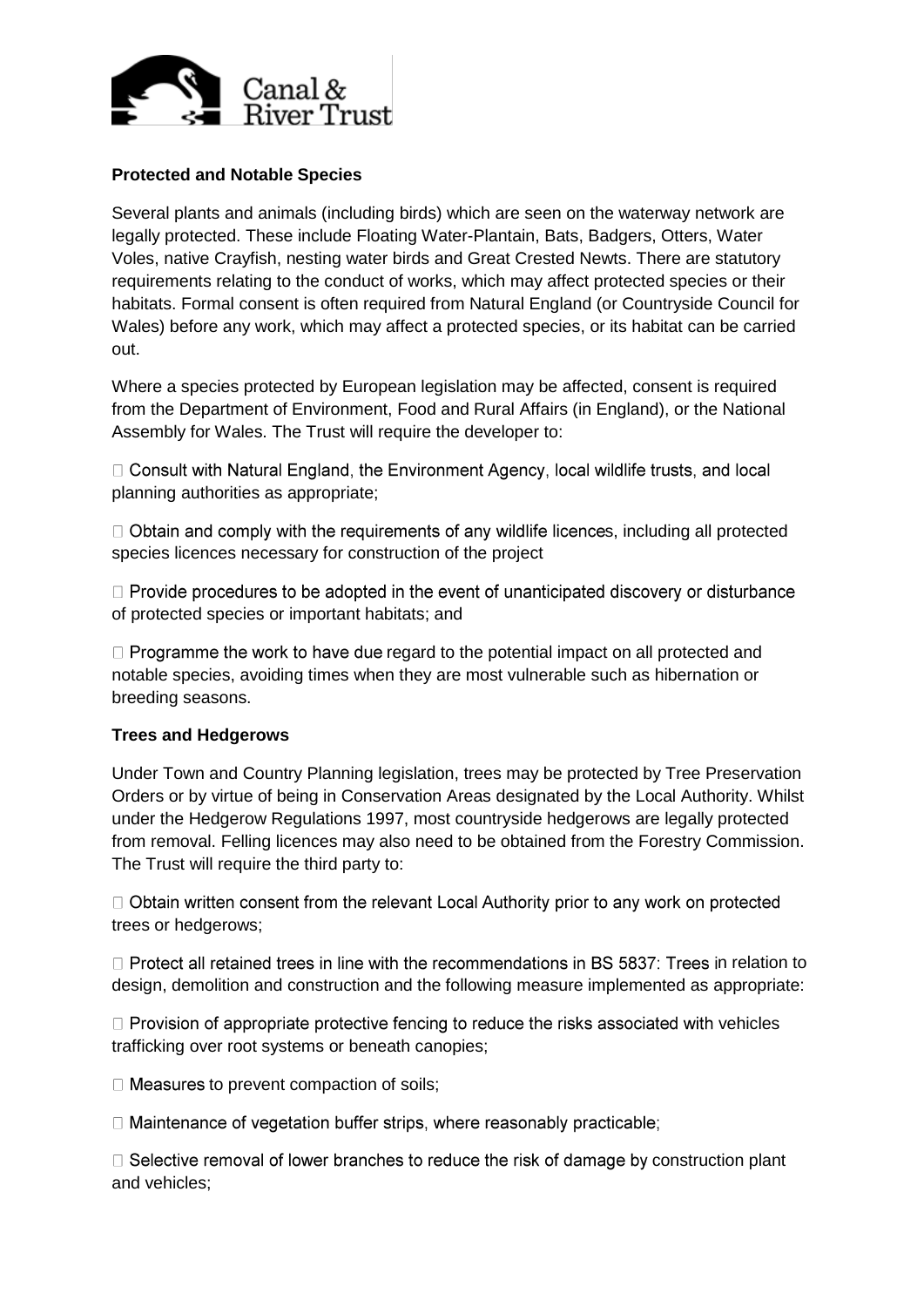**Protected and Notable Species**

Several plants and animals (including birds) which are seen on the waterway network are legally protected. These include Floating Water-Plantain, Bats, Badgers, Otters, Water Voles, native Crayfish, nesting water birds and Great Crested Newts. There are statutory requirements relating to the conduct of works, which may affect protected species or their habitats. Formal consent is often required from Natural England (or Countryside Council for Wales) before any work, which may affect a protected species, or its habitat can be carried out.

Where a species protected by European legislation may be affected, consent is required from the Department of Environment, Food and Rural Affairs (in England), or the National Assembly for Wales. The Trust will require the developer to:

- Consult with Natural England, the Environment Agency, local wildlife trusts, and local planning authorities as appropriate;
- Obtain and comply with the requirements of any wildlife licences, including all protected species licences necessary for construction of the project
- Provide procedures to be adopted in the event of unanticipated discovery or disturbance of protected species or important habitats; and
- Programme the work to have due regard to the potential impact on all protected and notable species, avoiding times when they are most vulnerable such as hibernation or breeding seasons.

**Trees and Hedgerows**

Under Town and Country Planning legislation, trees may be protected by Tree Preservation Orders or by virtue of being in Conservation Areas designated by the Local Authority. Whilst under the Hedgerow Regulations 1997, most countryside hedgerows are legally protected from removal. Felling licences may also need to be obtained from the Forestry Commission. The Trust will require the third party to:

- Obtain written consent from the relevant Local Authority prior to any work on protected trees or hedgerows;
- Protect all retained trees in line with the recommendations in BS 5837: Trees in relation to design, demolition and construction and the following measure implemented as appropriate:
- Provision of appropriate protective fencing to reduce the risks associated with vehicles trafficking over root systems or beneath canopies;
- Measures to prevent compaction of soils;
- Maintenance of vegetation buffer strips, where reasonably practicable;
- Selective removal of lower branches to reduce the risk of damage by construction plant and vehicles;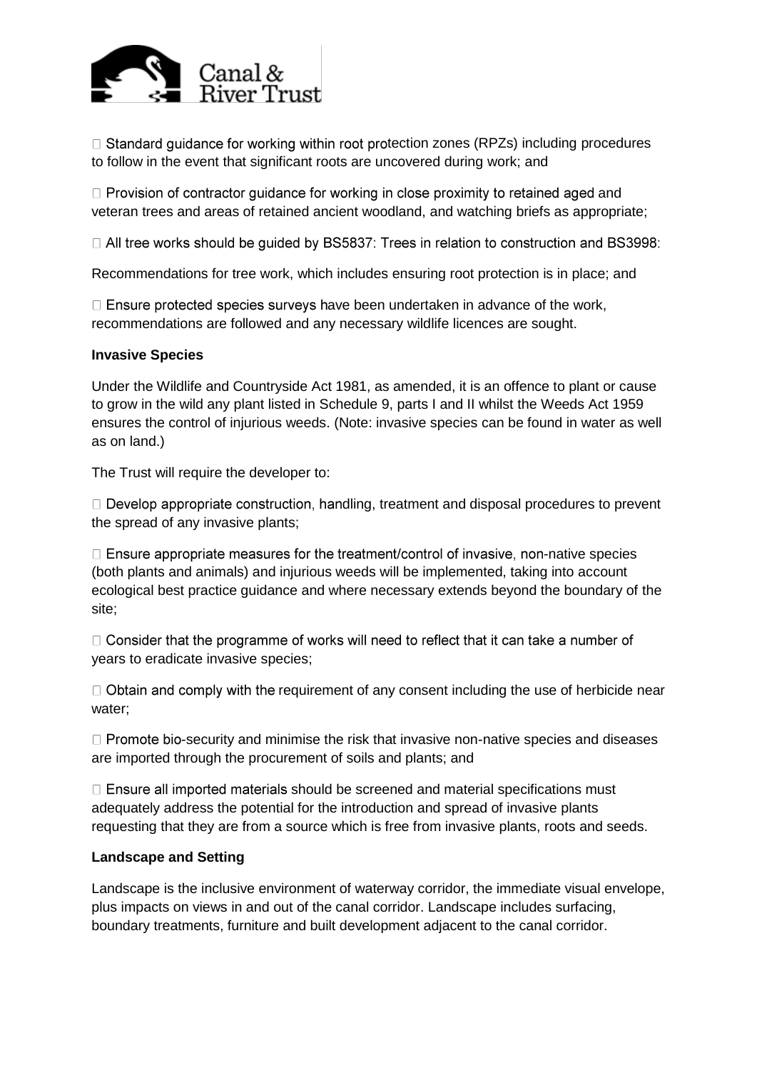- Standard guidance for working within root protection zones (RPZs) including procedures to follow in the event that significant roots are uncovered during work; and

- Provision of contractor guidance for working in close proximity to retained aged and veteran trees and areas of retained ancient woodland, and watching briefs as appropriate;

- All tree works should be guided by BS5837: Trees in relation to construction and BS3998:

Recommendations for tree work, which includes ensuring root protection is in place; and

- Ensure protected species surveys have been undertaken in advance of the work, recommendations are followed and any necessary wildlife licences are sought.

**Invasive Species**

Under the Wildlife and Countryside Act 1981, as amended, it is an offence to plant or cause to grow in the wild any plant listed in Schedule 9, parts I and II whilst the Weeds Act 1959 ensures the control of injurious weeds. (Note: invasive species can be found in water as well as on land.)

The Trust will require the developer to:

- Develop appropriate construction, handling, treatment and disposal procedures to prevent the spread of any invasive plants;

- Ensure appropriate measures for the treatment/control of invasive, non-native species (both plants and animals) and injurious weeds will be implemented, taking into account ecological best practice guidance and where necessary extends beyond the boundary of the site;

- Consider that the programme of works will need to reflect that it can take a number of years to eradicate invasive species;

- Obtain and comply with the requirement of any consent including the use of herbicide near water;

- Promote bio-security and minimise the risk that invasive non-native species and diseases are imported through the procurement of soils and plants; and

- Ensure all imported materials should be screened and material specifications must adequately address the potential for the introduction and spread of invasive plants requesting that they are from a source which is free from invasive plants, roots and seeds.

**Landscape and Setting**

Landscape is the inclusive environment of waterway corridor, the immediate visual envelope, plus impacts on views in and out of the canal corridor. Landscape includes surfacing, boundary treatments, furniture and built development adjacent to the canal corridor.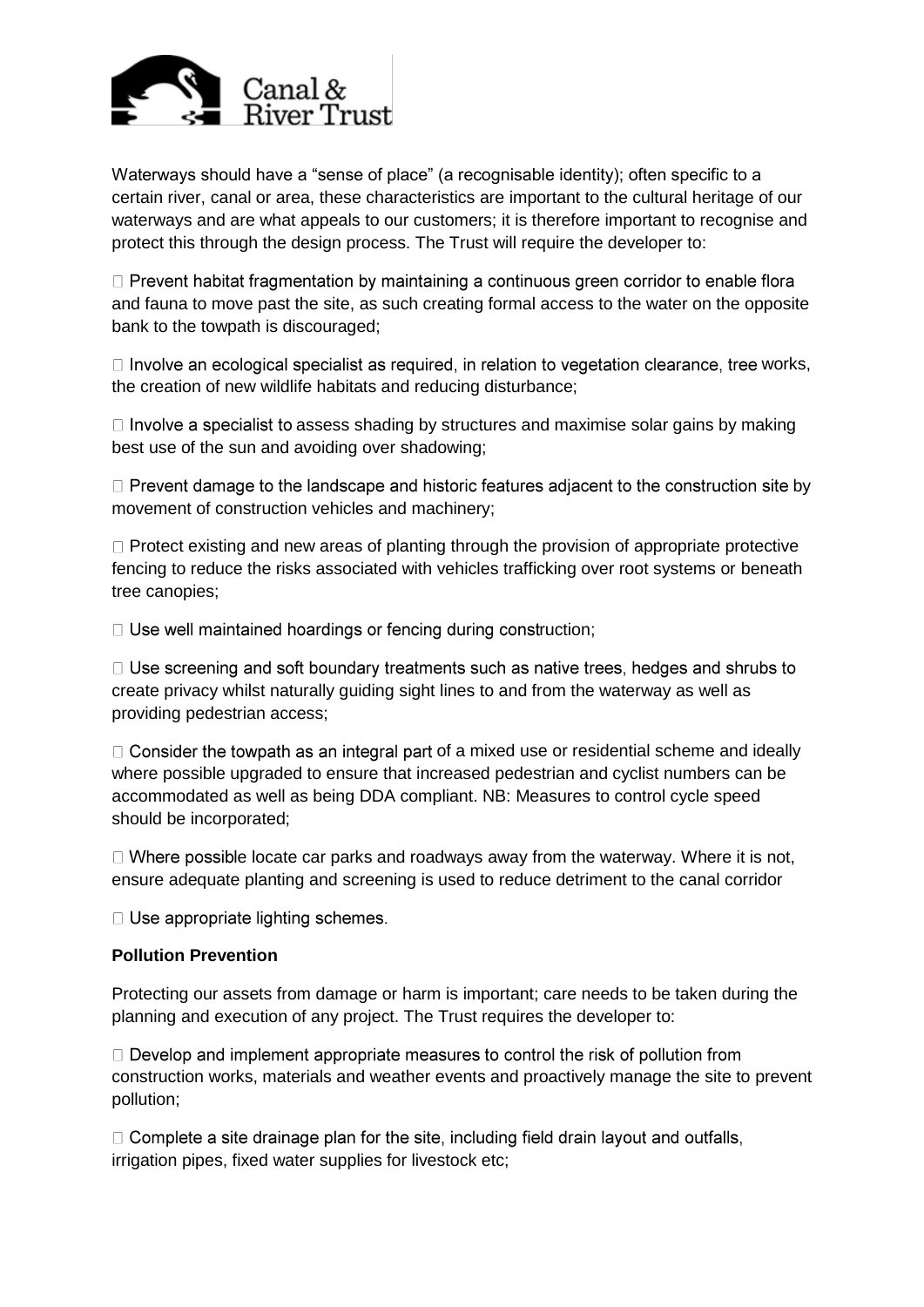Waterways should have a "sense of place" (a recognisable identity); often specific to a certain river, canal or area, these characteristics are important to the cultural heritage of our waterways and are what appeals to our customers; it is therefore important to recognise and protect this through the design process. The Trust will require the developer to:

- Prevent habitat fragmentation by maintaining a continuous green corridor to enable flora and fauna to move past the site, as such creating formal access to the water on the opposite bank to the towpath is discouraged;
- Involve an ecological specialist as required, in relation to vegetation clearance, tree works, the creation of new wildlife habitats and reducing disturbance;
- Involve a specialist to assess shading by structures and maximise solar gains by making best use of the sun and avoiding over shadowing;
- Prevent damage to the landscape and historic features adjacent to the construction site by movement of construction vehicles and machinery;
- Protect existing and new areas of planting through the provision of appropriate protective fencing to reduce the risks associated with vehicles trafficking over root systems or beneath tree canopies;
- Use well maintained hoardings or fencing during construction;
- Use screening and soft boundary treatments such as native trees, hedges and shrubs to create privacy whilst naturally guiding sight lines to and from the waterway as well as providing pedestrian access;
- Consider the towpath as an integral part of a mixed use or residential scheme and ideally where possible upgraded to ensure that increased pedestrian and cyclist numbers can be accommodated as well as being DDA compliant. NB: Measures to control cycle speed should be incorporated;
- Where possible locate car parks and roadways away from the waterway. Where it is not, ensure adequate planting and screening is used to reduce detriment to the canal corridor
- Use appropriate lighting schemes.

**Pollution Prevention**

Protecting our assets from damage or harm is important; care needs to be taken during the planning and execution of any project. The Trust requires the developer to:

- Develop and implement appropriate measures to control the risk of pollution from construction works, materials and weather events and proactively manage the site to prevent pollution;
- Complete a site drainage plan for the site, including field drain layout and outfalls, irrigation pipes, fixed water supplies for livestock etc;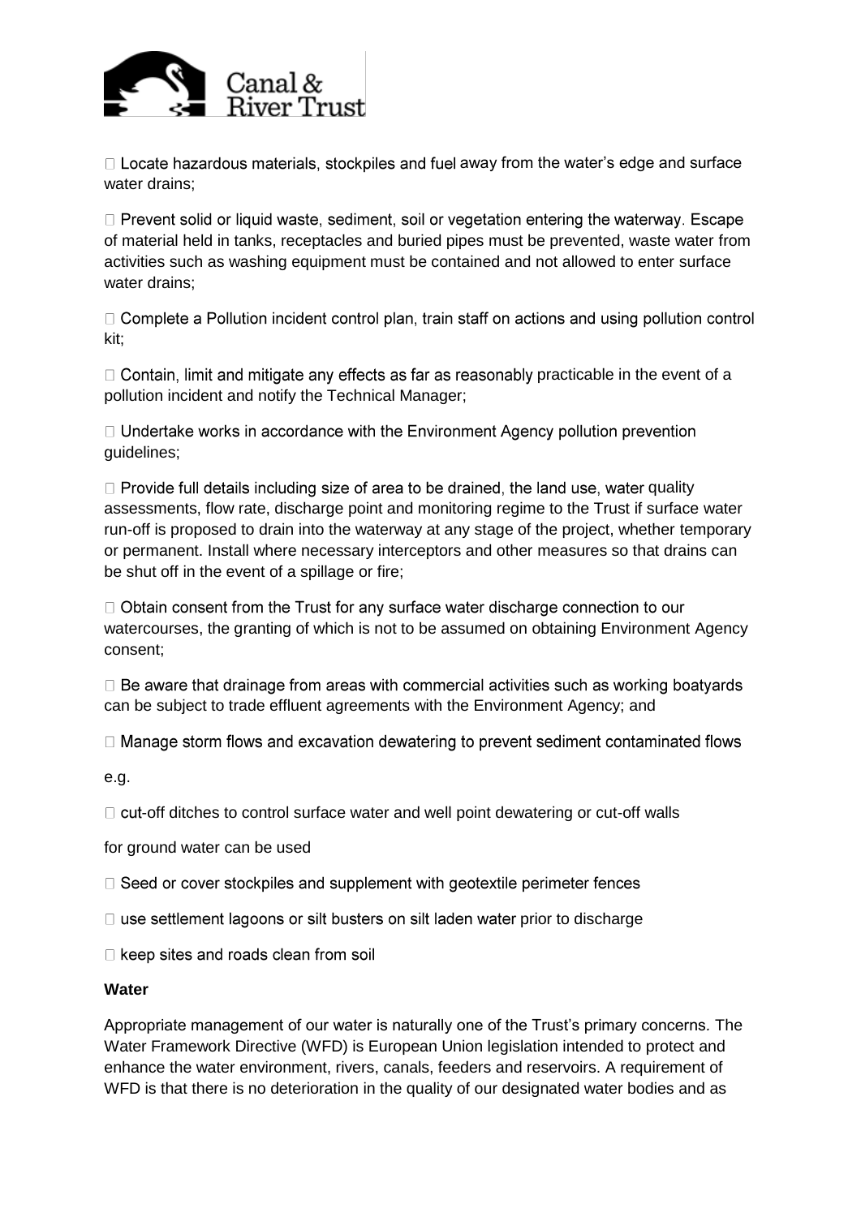- Locate hazardous materials, stockpiles and fuel away from the water's edge and surface water drains;

- Prevent solid or liquid waste, sediment, soil or vegetation entering the waterway. Escape of material held in tanks, receptacles and buried pipes must be prevented, waste water from activities such as washing equipment must be contained and not allowed to enter surface water drains;

- Complete a Pollution incident control plan, train staff on actions and using pollution control kit;

- Contain, limit and mitigate any effects as far as reasonably practicable in the event of a pollution incident and notify the Technical Manager;

- Undertake works in accordance with the Environment Agency pollution prevention guidelines;

- Provide full details including size of area to be drained, the land use, water quality assessments, flow rate, discharge point and monitoring regime to the Trust if surface water run-off is proposed to drain into the waterway at any stage of the project, whether temporary or permanent. Install where necessary interceptors and other measures so that drains can be shut off in the event of a spillage or fire;

- Obtain consent from the Trust for any surface water discharge connection to our watercourses, the granting of which is not to be assumed on obtaining Environment Agency consent;

- Be aware that drainage from areas with commercial activities such as working boatyards can be subject to trade effluent agreements with the Environment Agency; and

- Manage storm flows and excavation dewatering to prevent sediment contaminated flows

e.g.

- cut-off ditches to control surface water and well point dewatering or cut-off walls

for ground water can be used

- Seed or cover stockpiles and supplement with geotextile perimeter fences

- use settlement lagoons or silt busters on silt laden water prior to discharge

- keep sites and roads clean from soil

**Water**

Appropriate management of our water is naturally one of the Trust's primary concerns. The Water Framework Directive (WFD) is European Union legislation intended to protect and enhance the water environment, rivers, canals, feeders and reservoirs. A requirement of WFD is that there is no deterioration in the quality of our designated water bodies and as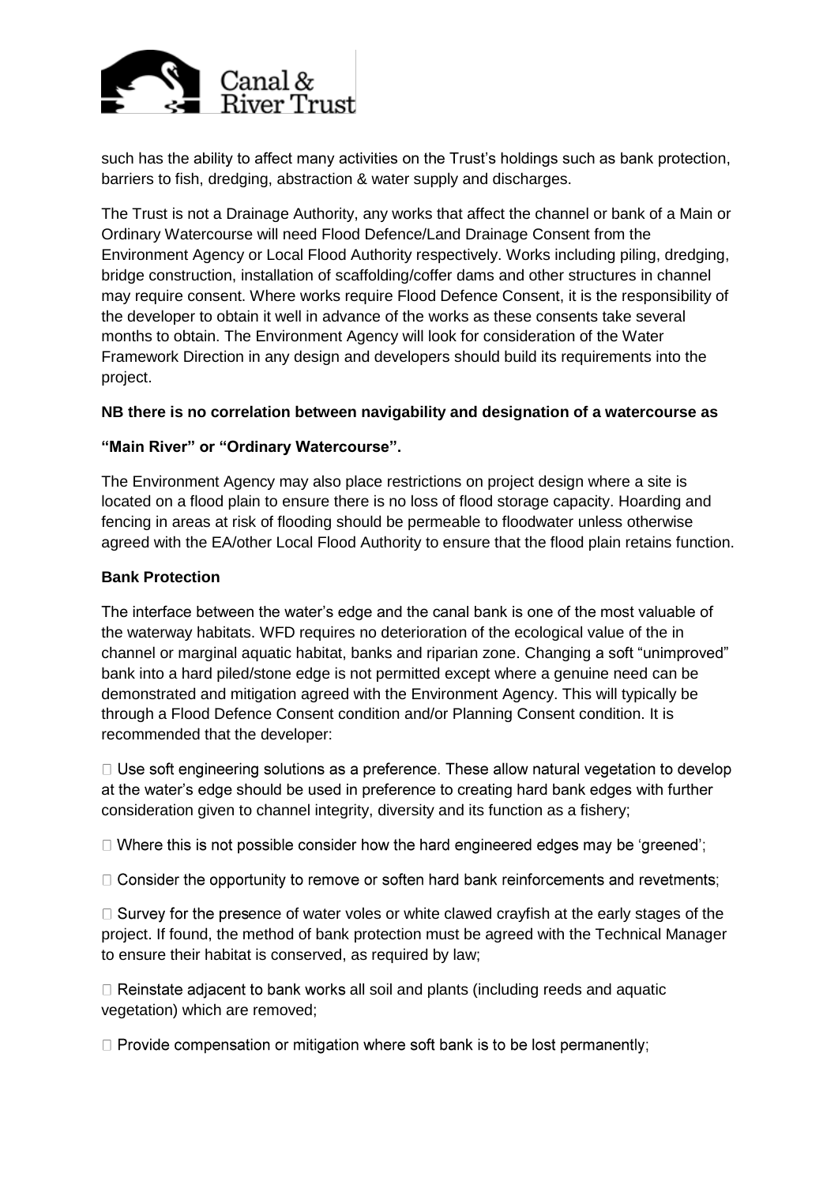such has the ability to affect many activities on the Trust's holdings such as bank protection, barriers to fish, dredging, abstraction & water supply and discharges.

The Trust is not a Drainage Authority, any works that affect the channel or bank of a Main or Ordinary Watercourse will need Flood Defence/Land Drainage Consent from the Environment Agency or Local Flood Authority respectively. Works including piling, dredging, bridge construction, installation of scaffolding/coffer dams and other structures in channel may require consent. Where works require Flood Defence Consent, it is the responsibility of the developer to obtain it well in advance of the works as these consents take several months to obtain. The Environment Agency will look for consideration of the Water Framework Direction in any design and developers should build its requirements into the project.

**NB there is no correlation between navigability and designation of a watercourse as**

**"Main River" or "Ordinary Watercourse".**

The Environment Agency may also place restrictions on project design where a site is located on a flood plain to ensure there is no loss of flood storage capacity. Hoarding and fencing in areas at risk of flooding should be permeable to floodwater unless otherwise agreed with the EA/other Local Flood Authority to ensure that the flood plain retains function.

**Bank Protection**

The interface between the water's edge and the canal bank is one of the most valuable of the waterway habitats. WFD requires no deterioration of the ecological value of the in channel or marginal aquatic habitat, banks and riparian zone. Changing a soft "unimproved" bank into a hard piled/stone edge is not permitted except where a genuine need can be demonstrated and mitigation agreed with the Environment Agency. This will typically be through a Flood Defence Consent condition and/or Planning Consent condition. It is recommended that the developer:

- Use soft engineering solutions as a preference. These allow natural vegetation to develop at the water's edge should be used in preference to creating hard bank edges with further consideration given to channel integrity, diversity and its function as a fishery;
- Where this is not possible consider how the hard engineered edges may be 'greened';
- Consider the opportunity to remove or soften hard bank reinforcements and revetments;
- Survey for the presence of water voles or white clawed crayfish at the early stages of the project. If found, the method of bank protection must be agreed with the Technical Manager to ensure their habitat is conserved, as required by law;
- Reinstate adjacent to bank works all soil and plants (including reeds and aquatic vegetation) which are removed;
- Provide compensation or mitigation where soft bank is to be lost permanently;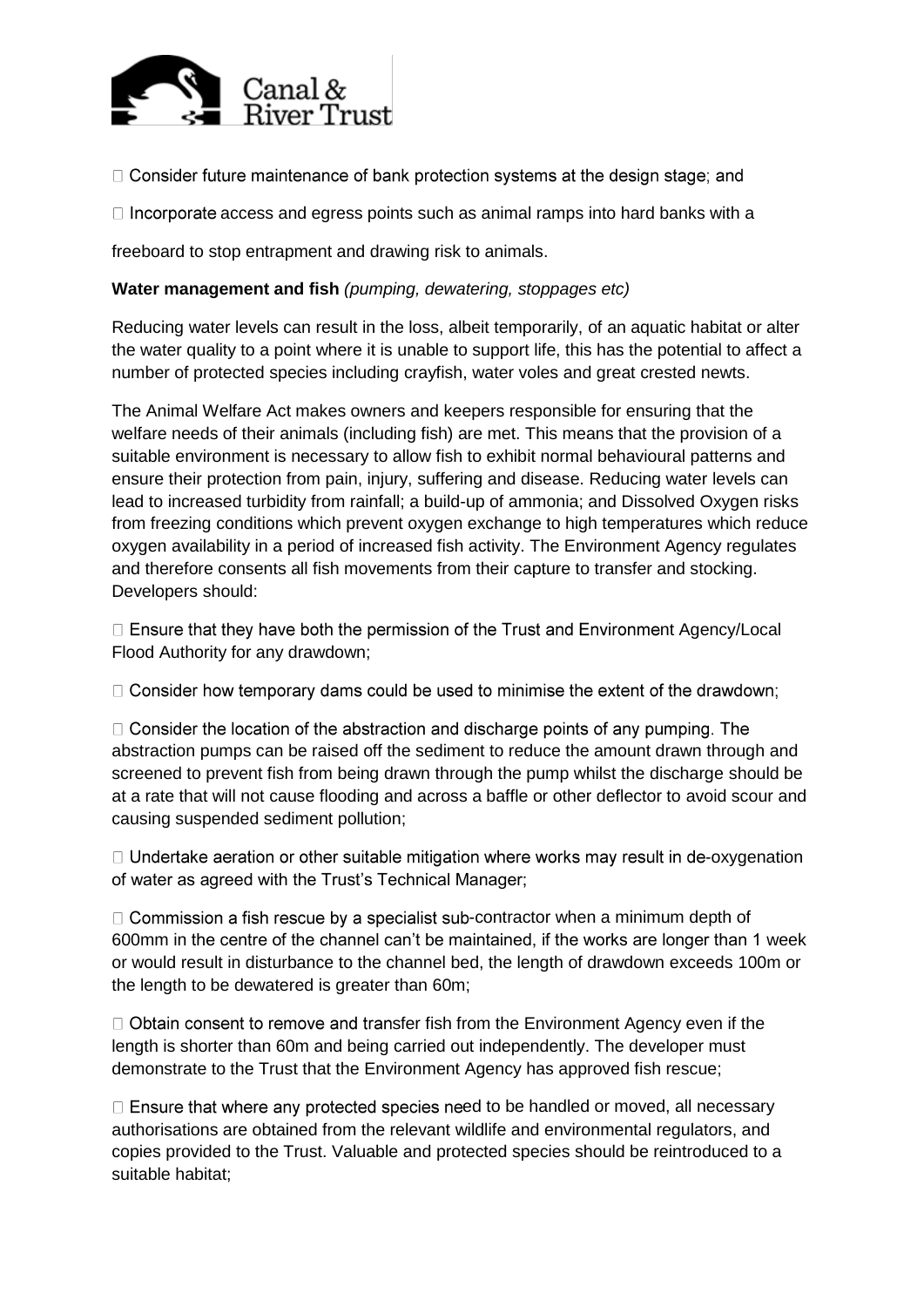- Consider future maintenance of bank protection systems at the design stage; and
- Incorporate access and egress points such as animal ramps into hard banks with a freeboard to stop entrapment and drawing risk to animals.

**Water management and fish** *(pumping, dewatering, stoppages etc)*

Reducing water levels can result in the loss, albeit temporarily, of an aquatic habitat or alter the water quality to a point where it is unable to support life, this has the potential to affect a number of protected species including crayfish, water voles and great crested newts.

The Animal Welfare Act makes owners and keepers responsible for ensuring that the welfare needs of their animals (including fish) are met. This means that the provision of a suitable environment is necessary to allow fish to exhibit normal behavioural patterns and ensure their protection from pain, injury, suffering and disease. Reducing water levels can lead to increased turbidity from rainfall; a build-up of ammonia; and Dissolved Oxygen risks from freezing conditions which prevent oxygen exchange to high temperatures which reduce oxygen availability in a period of increased fish activity. The Environment Agency regulates and therefore consents all fish movements from their capture to transfer and stocking. Developers should:

- Ensure that they have both the permission of the Trust and Environment Agency/Local Flood Authority for any drawdown;
- Consider how temporary dams could be used to minimise the extent of the drawdown;
- Consider the location of the abstraction and discharge points of any pumping. The abstraction pumps can be raised off the sediment to reduce the amount drawn through and screened to prevent fish from being drawn through the pump whilst the discharge should be at a rate that will not cause flooding and across a baffle or other deflector to avoid scour and causing suspended sediment pollution;
- Undertake aeration or other suitable mitigation where works may result in de-oxygenation of water as agreed with the Trust's Technical Manager;
- Commission a fish rescue by a specialist sub-contractor when a minimum depth of 600mm in the centre of the channel can't be maintained, if the works are longer than 1 week or would result in disturbance to the channel bed, the length of drawdown exceeds 100m or the length to be dewatered is greater than 60m;
- Obtain consent to remove and transfer fish from the Environment Agency even if the length is shorter than 60m and being carried out independently. The developer must demonstrate to the Trust that the Environment Agency has approved fish rescue;
- Ensure that where any protected species need to be handled or moved, all necessary authorisations are obtained from the relevant wildlife and environmental regulators, and copies provided to the Trust. Valuable and protected species should be reintroduced to a suitable habitat;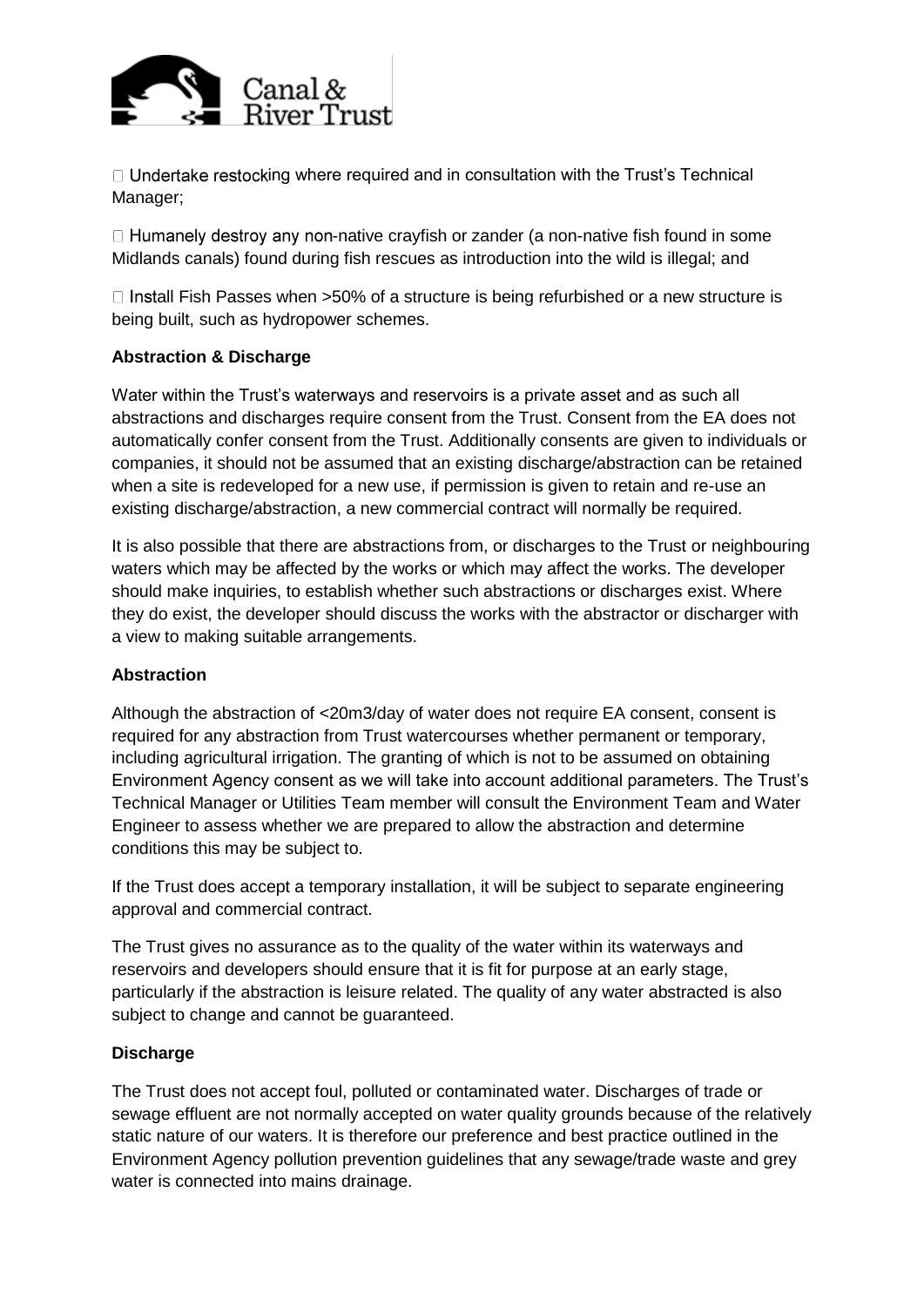- Undertake restocking where required and in consultation with the Trust's Technical Manager;
- Humanely destroy any non-native crayfish or zander (a non-native fish found in some Midlands canals) found during fish rescues as introduction into the wild is illegal; and
- Install Fish Passes when >50% of a structure is being refurbished or a new structure is being built, such as hydropower schemes.

**Abstraction & Discharge**

Water within the Trust's waterways and reservoirs is a private asset and as such all abstractions and discharges require consent from the Trust. Consent from the EA does not automatically confer consent from the Trust. Additionally consents are given to individuals or companies, it should not be assumed that an existing discharge/abstraction can be retained when a site is redeveloped for a new use, if permission is given to retain and re-use an existing discharge/abstraction, a new commercial contract will normally be required.

It is also possible that there are abstractions from, or discharges to the Trust or neighbouring waters which may be affected by the works or which may affect the works. The developer should make inquiries, to establish whether such abstractions or discharges exist. Where they do exist, the developer should discuss the works with the abstractor or discharger with a view to making suitable arrangements.

**Abstraction**

Although the abstraction of <20m3/day of water does not require EA consent, consent is required for any abstraction from Trust watercourses whether permanent or temporary, including agricultural irrigation. The granting of which is not to be assumed on obtaining Environment Agency consent as we will take into account additional parameters. The Trust's Technical Manager or Utilities Team member will consult the Environment Team and Water Engineer to assess whether we are prepared to allow the abstraction and determine conditions this may be subject to.

If the Trust does accept a temporary installation, it will be subject to separate engineering approval and commercial contract.

The Trust gives no assurance as to the quality of the water within its waterways and reservoirs and developers should ensure that it is fit for purpose at an early stage, particularly if the abstraction is leisure related. The quality of any water abstracted is also subject to change and cannot be guaranteed.

**Discharge**

The Trust does not accept foul, polluted or contaminated water. Discharges of trade or sewage effluent are not normally accepted on water quality grounds because of the relatively static nature of our waters. It is therefore our preference and best practice outlined in the Environment Agency pollution prevention guidelines that any sewage/trade waste and grey water is connected into mains drainage.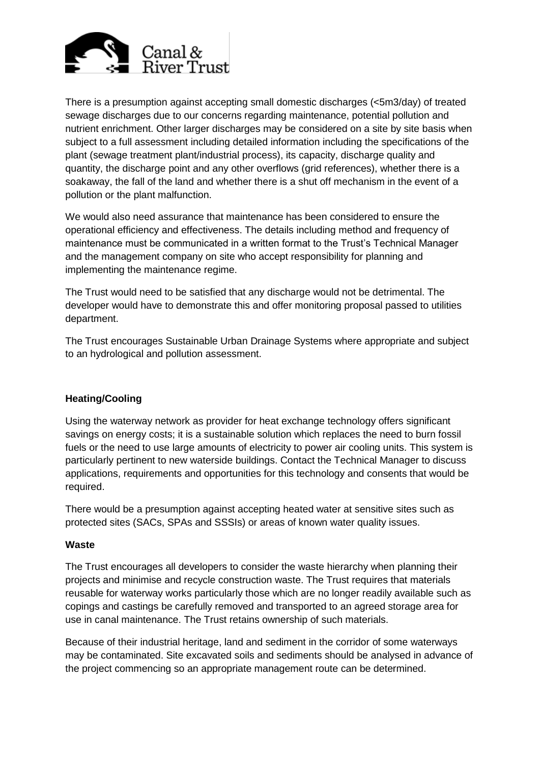There is a presumption against accepting small domestic discharges (<5m3/day) of treated sewage discharges due to our concerns regarding maintenance, potential pollution and nutrient enrichment. Other larger discharges may be considered on a site by site basis when subject to a full assessment including detailed information including the specifications of the plant (sewage treatment plant/industrial process), its capacity, discharge quality and quantity, the discharge point and any other overflows (grid references), whether there is a soakaway, the fall of the land and whether there is a shut off mechanism in the event of a pollution or the plant malfunction.

We would also need assurance that maintenance has been considered to ensure the operational efficiency and effectiveness. The details including method and frequency of maintenance must be communicated in a written format to the Trust's Technical Manager and the management company on site who accept responsibility for planning and implementing the maintenance regime.

The Trust would need to be satisfied that any discharge would not be detrimental. The developer would have to demonstrate this and offer monitoring proposal passed to utilities department.

The Trust encourages Sustainable Urban Drainage Systems where appropriate and subject to an hydrological and pollution assessment.

**Heating/Cooling**

Using the waterway network as provider for heat exchange technology offers significant savings on energy costs; it is a sustainable solution which replaces the need to burn fossil fuels or the need to use large amounts of electricity to power air cooling units. This system is particularly pertinent to new waterside buildings. Contact the Technical Manager to discuss applications, requirements and opportunities for this technology and consents that would be required.

There would be a presumption against accepting heated water at sensitive sites such as protected sites (SACs, SPAs and SSSIs) or areas of known water quality issues.

**Waste**

The Trust encourages all developers to consider the waste hierarchy when planning their projects and minimise and recycle construction waste. The Trust requires that materials reusable for waterway works particularly those which are no longer readily available such as copings and castings be carefully removed and transported to an agreed storage area for use in canal maintenance. The Trust retains ownership of such materials.

Because of their industrial heritage, land and sediment in the corridor of some waterways may be contaminated. Site excavated soils and sediments should be analysed in advance of the project commencing so an appropriate management route can be determined.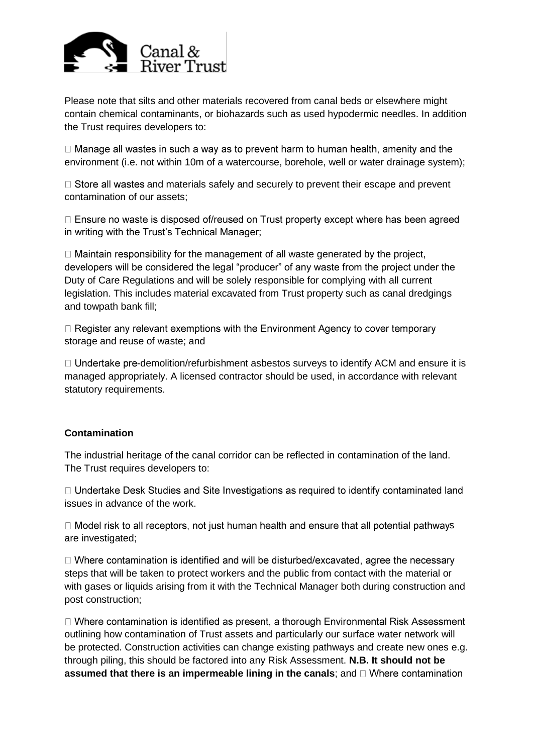Please note that silts and other materials recovered from canal beds or elsewhere might contain chemical contaminants, or biohazards such as used hypodermic needles. In addition the Trust requires developers to:

- Manage all wastes in such a way as to prevent harm to human health, amenity and the environment (i.e. not within 10m of a watercourse, borehole, well or water drainage system);

- Store all wastes and materials safely and securely to prevent their escape and prevent contamination of our assets;

- Ensure no waste is disposed of/reused on Trust property except where has been agreed in writing with the Trust's Technical Manager;

- Maintain responsibility for the management of all waste generated by the project, developers will be considered the legal "producer" of any waste from the project under the Duty of Care Regulations and will be solely responsible for complying with all current legislation. This includes material excavated from Trust property such as canal dredgings and towpath bank fill;

- Register any relevant exemptions with the Environment Agency to cover temporary storage and reuse of waste; and

- Undertake pre-demolition/refurbishment asbestos surveys to identify ACM and ensure it is managed appropriately. A licensed contractor should be used, in accordance with relevant statutory requirements.

**Contamination**

The industrial heritage of the canal corridor can be reflected in contamination of the land. The Trust requires developers to:

- Undertake Desk Studies and Site Investigations as required to identify contaminated land issues in advance of the work.

- Model risk to all receptors, not just human health and ensure that all potential pathways are investigated;

- Where contamination is identified and will be disturbed/excavated, agree the necessary steps that will be taken to protect workers and the public from contact with the material or with gases or liquids arising from it with the Technical Manager both during construction and post construction;

- Where contamination is identified as present, a thorough Environmental Risk Assessment outlining how contamination of Trust assets and particularly our surface water network will be protected. Construction activities can change existing pathways and create new ones e.g. through piling, this should be factored into any Risk Assessment. **N.B. It should not be assumed that there is an impermeable lining in the canals**; and

- Where contamination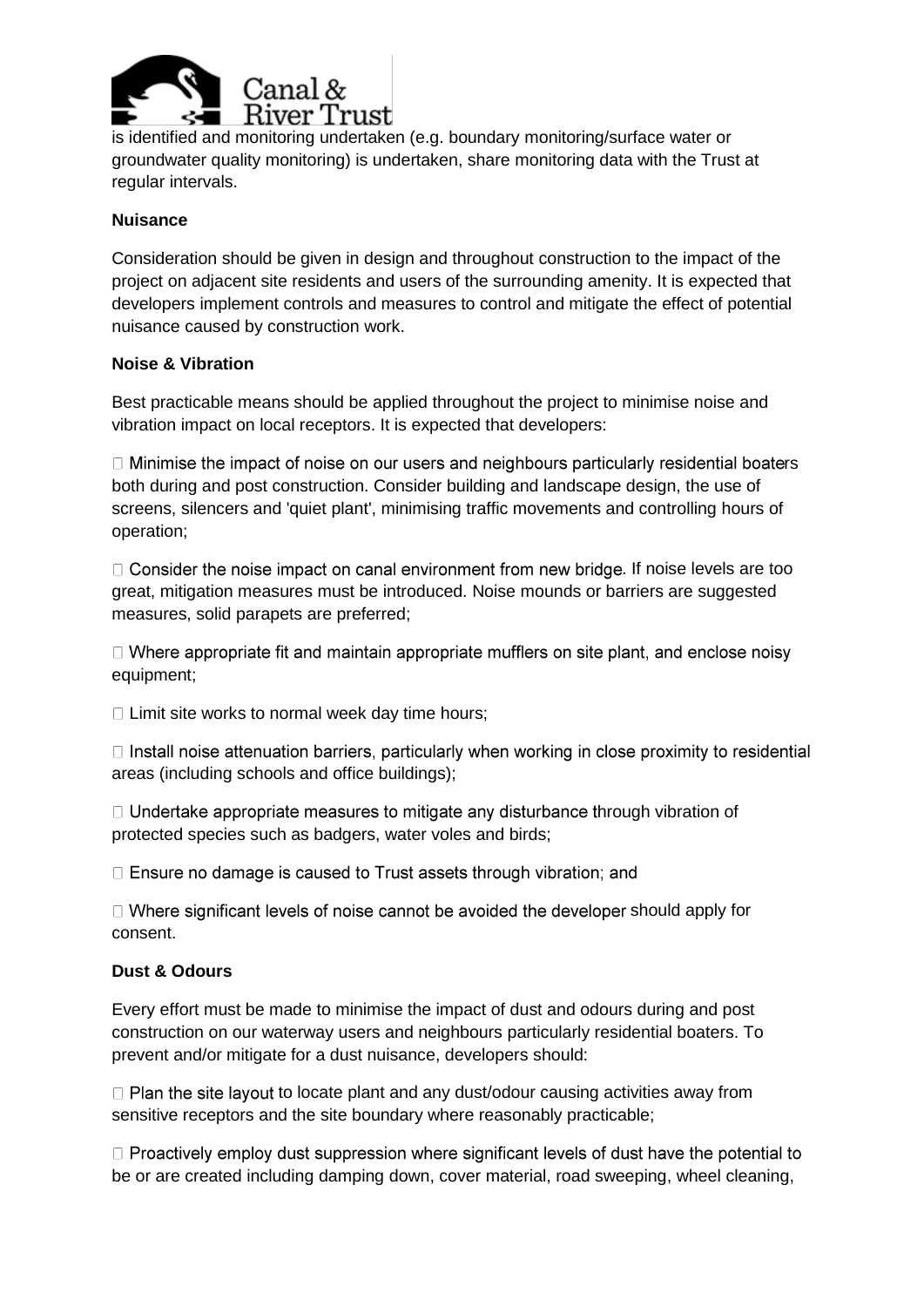is identified and monitoring undertaken (e.g. boundary monitoring/surface water or groundwater quality monitoring) is undertaken, share monitoring data with the Trust at regular intervals.

**Nuisance**

Consideration should be given in design and throughout construction to the impact of the project on adjacent site residents and users of the surrounding amenity. It is expected that developers implement controls and measures to control and mitigate the effect of potential nuisance caused by construction work.

**Noise & Vibration**

Best practicable means should be applied throughout the project to minimise noise and vibration impact on local receptors. It is expected that developers:

- Minimise the impact of noise on our users and neighbours particularly residential boaters both during and post construction. Consider building and landscape design, the use of screens, silencers and 'quiet plant', minimising traffic movements and controlling hours of operation;

- Consider the noise impact on canal environment from new bridge. If noise levels are too great, mitigation measures must be introduced. Noise mounds or barriers are suggested measures, solid parapets are preferred;

- Where appropriate fit and maintain appropriate mufflers on site plant, and enclose noisy equipment;

- Limit site works to normal week day time hours;

- Install noise attenuation barriers, particularly when working in close proximity to residential areas (including schools and office buildings);

- Undertake appropriate measures to mitigate any disturbance through vibration of protected species such as badgers, water voles and birds;

- Ensure no damage is caused to Trust assets through vibration; and

- Where significant levels of noise cannot be avoided the developer should apply for consent.

**Dust & Odours**

Every effort must be made to minimise the impact of dust and odours during and post construction on our waterway users and neighbours particularly residential boaters. To prevent and/or mitigate for a dust nuisance, developers should:

- Plan the site layout to locate plant and any dust/odour causing activities away from sensitive receptors and the site boundary where reasonably practicable;

- Proactively employ dust suppression where significant levels of dust have the potential to be or are created including damping down, cover material, road sweeping, wheel cleaning,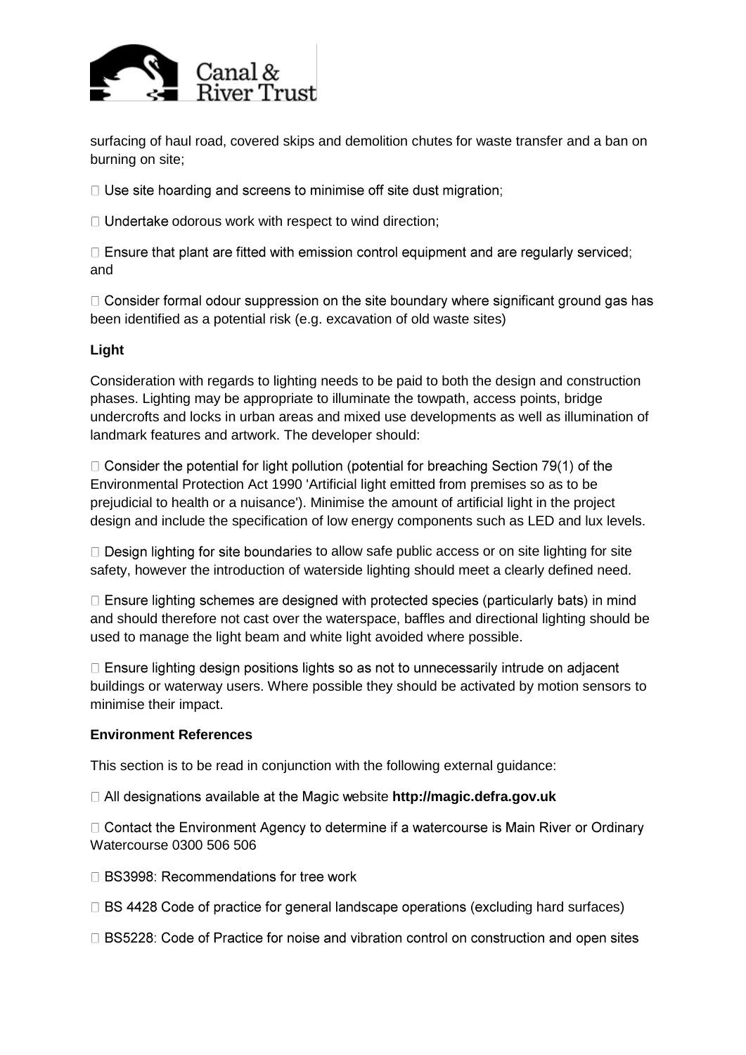surfacing of haul road, covered skips and demolition chutes for waste transfer and a ban on burning on site;

- Use site hoarding and screens to minimise off site dust migration;
- Undertake odorous work with respect to wind direction;
- Ensure that plant are fitted with emission control equipment and are regularly serviced; and
- Consider formal odour suppression on the site boundary where significant ground gas has been identified as a potential risk (e.g. excavation of old waste sites)

**Light**

Consideration with regards to lighting needs to be paid to both the design and construction phases. Lighting may be appropriate to illuminate the towpath, access points, bridge undercrofts and locks in urban areas and mixed use developments as well as illumination of landmark features and artwork. The developer should:

- Consider the potential for light pollution (potential for breaching Section 79(1) of the Environmental Protection Act 1990 'Artificial light emitted from premises so as to be prejudicial to health or a nuisance'). Minimise the amount of artificial light in the project design and include the specification of low energy components such as LED and lux levels.
- Design lighting for site boundaries to allow safe public access or on site lighting for site safety, however the introduction of waterside lighting should meet a clearly defined need.
- Ensure lighting schemes are designed with protected species (particularly bats) in mind and should therefore not cast over the waterspace, baffles and directional lighting should be used to manage the light beam and white light avoided where possible.
- Ensure lighting design positions lights so as not to unnecessarily intrude on adjacent buildings or waterway users. Where possible they should be activated by motion sensors to minimise their impact.

**Environment References**

This section is to be read in conjunction with the following external guidance:

- All designations available at the Magic website **http://magic.defra.gov.uk**
- Contact the Environment Agency to determine if a watercourse is Main River or Ordinary Watercourse 0300 506 506
- BS3998: Recommendations for tree work
- BS 4428 Code of practice for general landscape operations (excluding hard surfaces)
- BS5228: Code of Practice for noise and vibration control on construction and open sites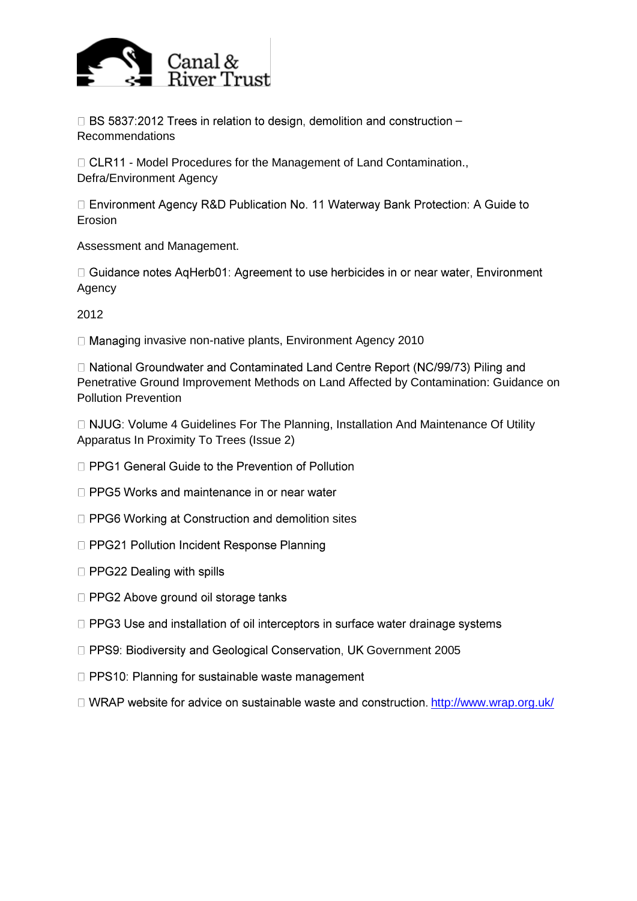- BS 5837:2012 Trees in relation to design, demolition and construction – Recommendations

- CLR11 - Model Procedures for the Management of Land Contamination., Defra/Environment Agency

- Environment Agency R&D Publication No. 11 Waterway Bank Protection: A Guide to Erosion

Assessment and Management.

- Guidance notes AqHerb01: Agreement to use herbicides in or near water, Environment Agency

2012

- Managing invasive non-native plants, Environment Agency 2010

- National Groundwater and Contaminated Land Centre Report (NC/99/73) Piling and Penetrative Ground Improvement Methods on Land Affected by Contamination: Guidance on Pollution Prevention

- NJUG: Volume 4 Guidelines For The Planning, Installation And Maintenance Of Utility Apparatus In Proximity To Trees (Issue 2)

- PPG1 General Guide to the Prevention of Pollution

- PPG5 Works and maintenance in or near water

- PPG6 Working at Construction and demolition sites

- PPG21 Pollution Incident Response Planning

- PPG22 Dealing with spills

- PPG2 Above ground oil storage tanks

- PPG3 Use and installation of oil interceptors in surface water drainage systems

- PPS9: Biodiversity and Geological Conservation, UK Government 2005

- PPS10: Planning for sustainable waste management

- WRAP website for advice on sustainable waste and construction. http://www.wrap.org.uk/